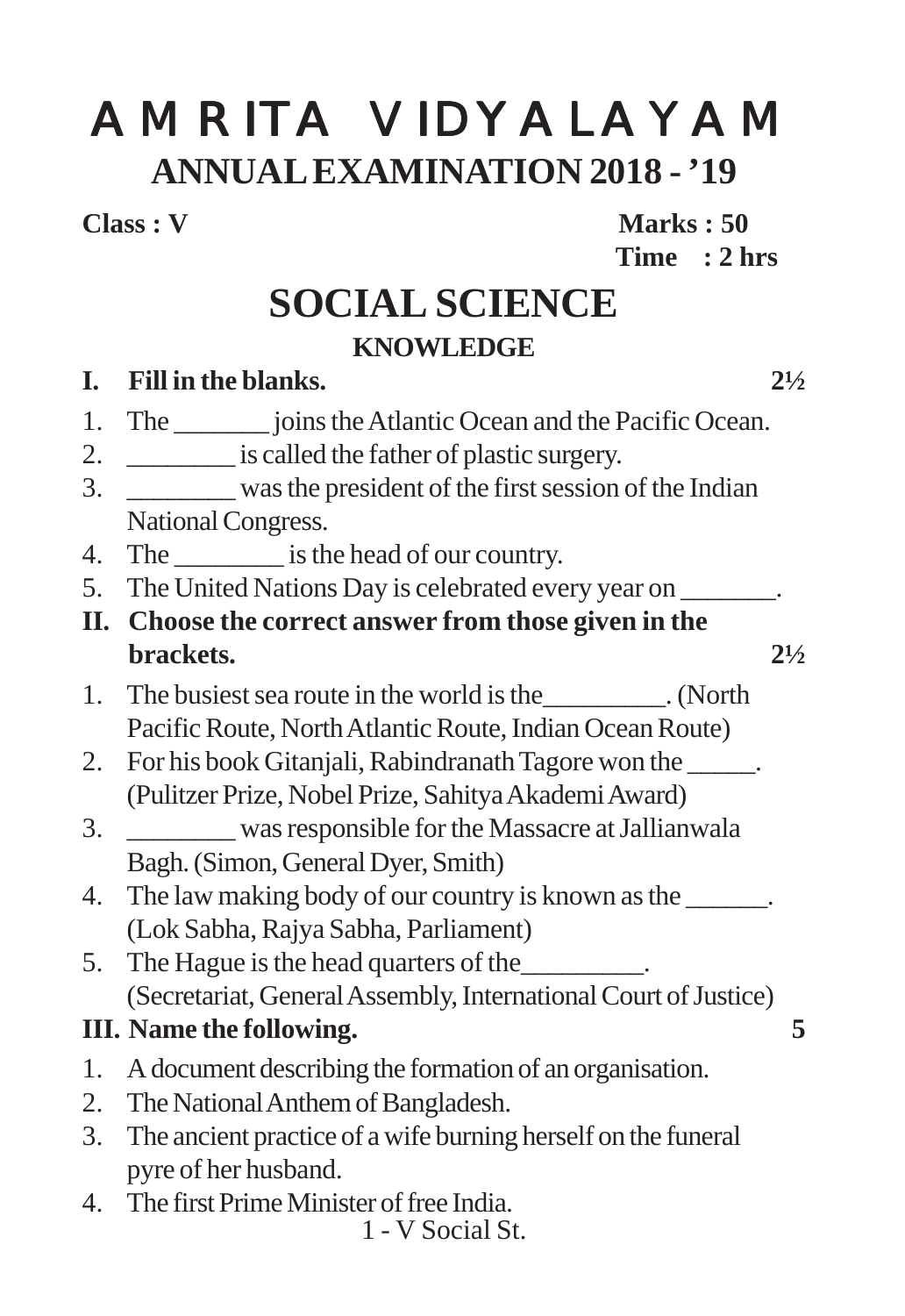# AMRITA VIDYALAYAM

## ANNUAL EXAMINATION 2018 - '19

**Class : V** **Marks : 50**

**Time : 2 hrs**

# SOCIAL SCIENCE

### KNOWLEDGE

**I. Fill in the blanks.** **2½**

1. The _______ joins the Atlantic Ocean and the Pacific Ocean.
2. ________ is called the father of plastic surgery.
3. ________ was the president of the first session of the Indian National Congress.
4. The ________ is the head of our country.
5. The United Nations Day is celebrated every year on _______.

**II. Choose the correct answer from those given in the brackets.** **2½**

1. The busiest sea route in the world is the_________. (North Pacific Route, North Atlantic Route, Indian Ocean Route)
2. For his book Gitanjali, Rabindranath Tagore won the _____. (Pulitzer Prize, Nobel Prize, Sahitya Akademi Award)
3. ________ was responsible for the Massacre at Jallianwala Bagh. (Simon, General Dyer, Smith)
4. The law making body of our country is known as the ______. (Lok Sabha, Rajya Sabha, Parliament)
5. The Hague is the head quarters of the_________. (Secretariat, General Assembly, International Court of Justice)

**III. Name the following.** **5**

1. A document describing the formation of an organisation.
2. The National Anthem of Bangladesh.
3. The ancient practice of a wife burning herself on the funeral pyre of her husband.
4. The first Prime Minister of free India.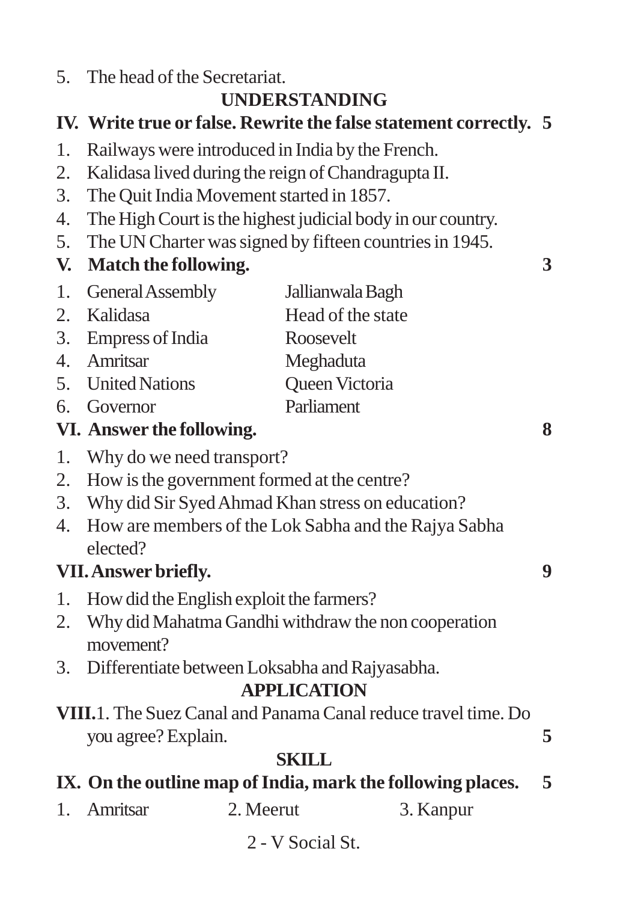5. The head of the Secretariat.

## UNDERSTANDING

**IV. Write true or false. Rewrite the false statement correctly. 5**

1. Railways were introduced in India by the French.
2. Kalidasa lived during the reign of Chandragupta II.
3. The Quit India Movement started in 1857.
4. The High Court is the highest judicial body in our country.
5. The UN Charter was signed by fifteen countries in 1945.

**V. Match the following. 3**

| | | |
|---|---|---|
| 1. | General Assembly | Jallianwala Bagh |
| 2. | Kalidasa | Head of the state |
| 3. | Empress of India | Roosevelt |
| 4. | Amritsar | Meghaduta |
| 5. | United Nations | Queen Victoria |
| 6. | Governor | Parliament |

**VI. Answer the following. 8**

1. Why do we need transport?
2. How is the government formed at the centre?
3. Why did Sir Syed Ahmad Khan stress on education?
4. How are members of the Lok Sabha and the Rajya Sabha elected?

**VII. Answer briefly. 9**

1. How did the English exploit the farmers?
2. Why did Mahatma Gandhi withdraw the non cooperation movement?
3. Differentiate between Loksabha and Rajyasabha.

## APPLICATION

**VIII.** 1. The Suez Canal and Panama Canal reduce travel time. Do you agree? Explain. **5**

## SKILL

**IX. On the outline map of India, mark the following places. 5**

1. Amritsar 2. Meerut 3. Kanpur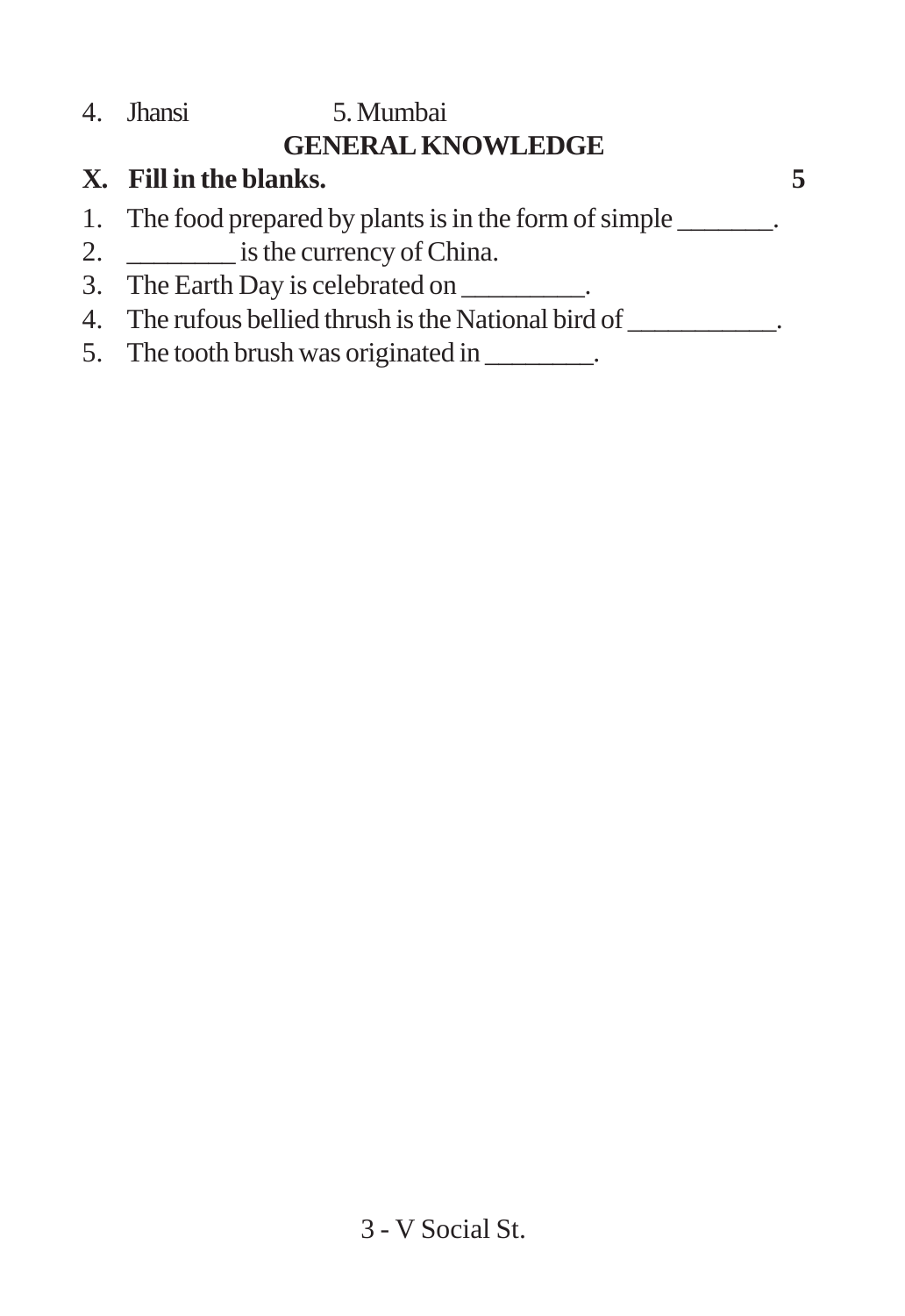4. Jhansi 5. Mumbai

## GENERAL KNOWLEDGE

**X. Fill in the blanks.** **5**

1. The food prepared by plants is in the form of simple _______.
2. ________ is the currency of China.
3. The Earth Day is celebrated on _________.
4. The rufous bellied thrush is the National bird of ___________.
5. The tooth brush was originated in ________.